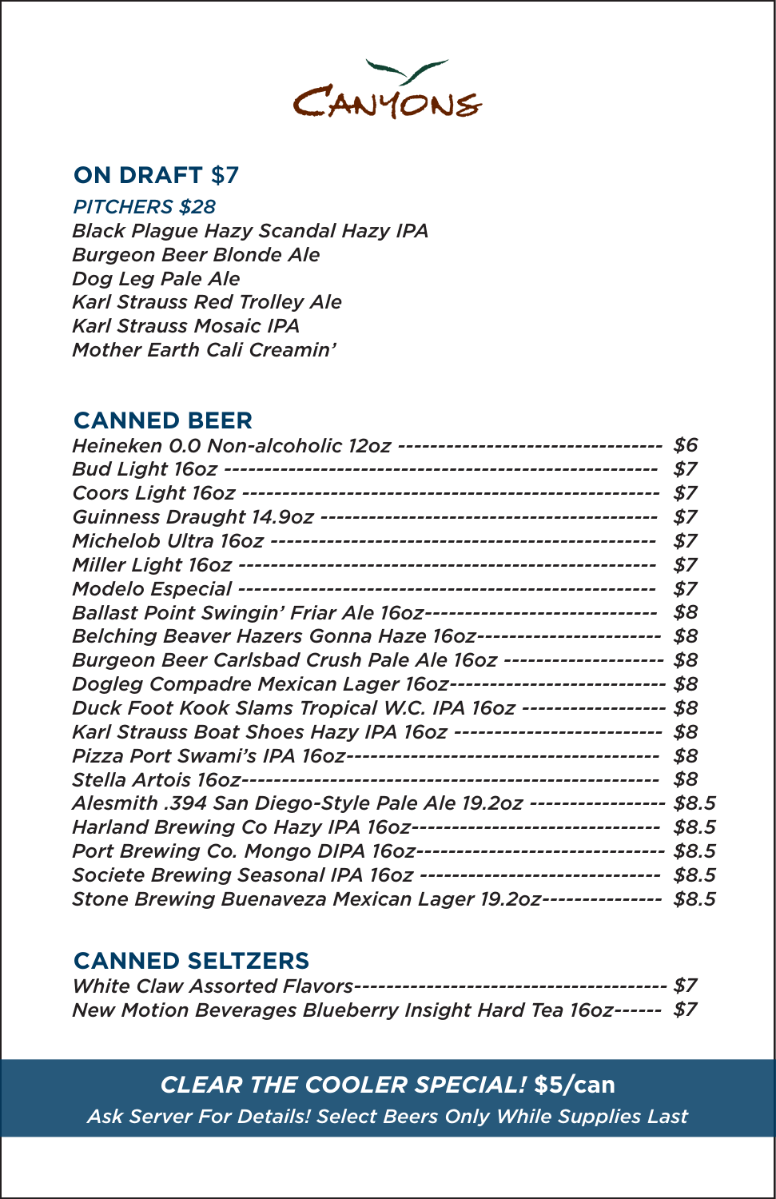# CANYONS

## ON DRAFT $7

*PITCHERS $28*

*Black Plague Hazy Scandal Hazy IPA*
*Burgeon Beer Blonde Ale*
*Dog Leg Pale Ale*
*Karl Strauss Red Trolley Ale*
*Karl Strauss Mosaic IPA*
*Mother Earth Cali Creamin'*

## CANNED BEER

*Heineken 0.0 Non-alcoholic 12oz -------------------------------- $6*
*Bud Light 16oz --------------------------------------------------- $7*
*Coors Light 16oz ------------------------------------------------- $7*
*Guinness Draught 14.9oz ----------------------------------------- $7*
*Michelob Ultra 16oz --------------------------------------------- $7*
*Miller Light 16oz ------------------------------------------------ $7*
*Modelo Especial -------------------------------------------------- $7*
*Ballast Point Swingin' Friar Ale 16oz---------------------------- $8*
*Belching Beaver Hazers Gonna Haze 16oz---------------------- $8*
*Burgeon Beer Carlsbad Crush Pale Ale 16oz ------------------- $8*
*Dogleg Compadre Mexican Lager 16oz------------------------- $8*
*Duck Foot Kook Slams Tropical W.C. IPA 16oz ----------------- $8*
*Karl Strauss Boat Shoes Hazy IPA 16oz ------------------------ $8*
*Pizza Port Swami's IPA 16oz------------------------------------ $8*
*Stella Artois 16oz------------------------------------------------ $8*
*Alesmith .394 San Diego-Style Pale Ale 19.2oz ---------------- $8.5*
*Harland Brewing Co Hazy IPA 16oz----------------------------- $8.5*
*Port Brewing Co. Mongo DIPA 16oz----------------------------- $8.5*
*Societe Brewing Seasonal IPA 16oz ---------------------------- $8.5*
*Stone Brewing Buenaveza Mexican Lager 19.2oz-------------- $8.5*

## CANNED SELTZERS

*White Claw Assorted Flavors-------------------------------------- $7*
*New Motion Beverages Blueberry Insight Hard Tea 16oz------ $7*

***CLEAR THE COOLER SPECIAL!* $5/can**

*Ask Server For Details! Select Beers Only While Supplies Last*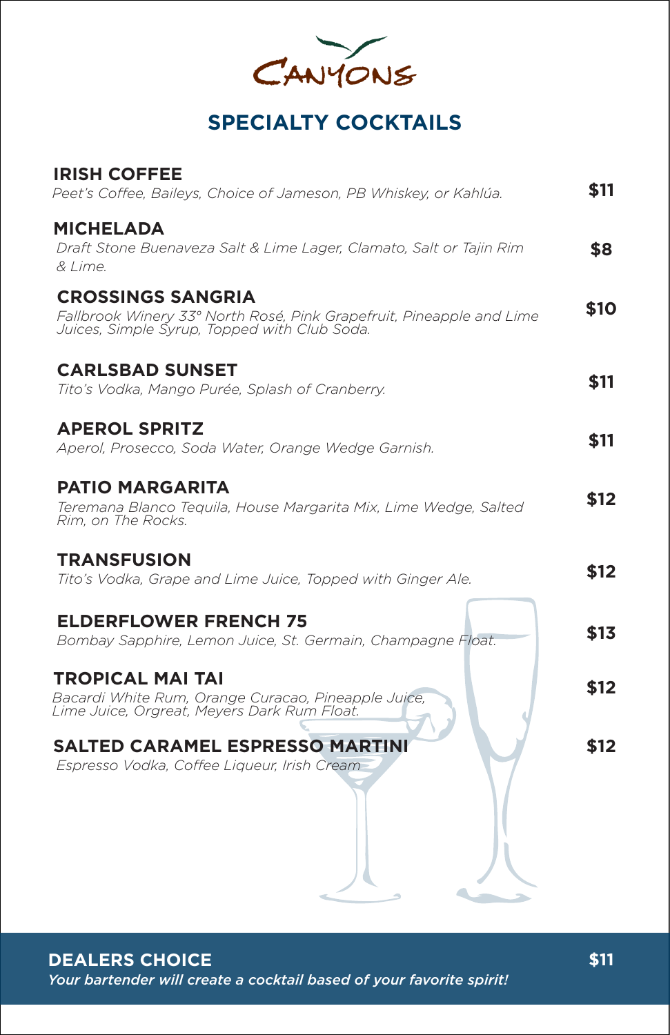CANYONS

# SPECIALTY COCKTAILS

**IRISH COFFEE** — **$11**
*Peet's Coffee, Baileys, Choice of Jameson, PB Whiskey, or Kahlúa.*

**MICHELADA** — **$8**
*Draft Stone Buenaveza Salt & Lime Lager, Clamato, Salt or Tajin Rim & Lime.*

**CROSSINGS SANGRIA** — **$10**
*Fallbrook Winery 33° North Rosé, Pink Grapefruit, Pineapple and Lime Juices, Simple Syrup, Topped with Club Soda.*

**CARLSBAD SUNSET** — **$11**
*Tito's Vodka, Mango Purée, Splash of Cranberry.*

**APEROL SPRITZ** — **$11**
*Aperol, Prosecco, Soda Water, Orange Wedge Garnish.*

**PATIO MARGARITA** — **$12**
*Teremana Blanco Tequila, House Margarita Mix, Lime Wedge, Salted Rim, on The Rocks.*

**TRANSFUSION** — **$12**
*Tito's Vodka, Grape and Lime Juice, Topped with Ginger Ale.*

**ELDERFLOWER FRENCH 75** — **$13**
*Bombay Sapphire, Lemon Juice, St. Germain, Champagne Float.*

**TROPICAL MAI TAI** — **$12**
*Bacardi White Rum, Orange Curacao, Pineapple Juice, Lime Juice, Orgreat, Meyers Dark Rum Float.*

**SALTED CARAMEL ESPRESSO MARTINI** — **$12**
*Espresso Vodka, Coffee Liqueur, Irish Cream*

**DEALERS CHOICE** — **$11**
*Your bartender will create a cocktail based on your favorite spirit!*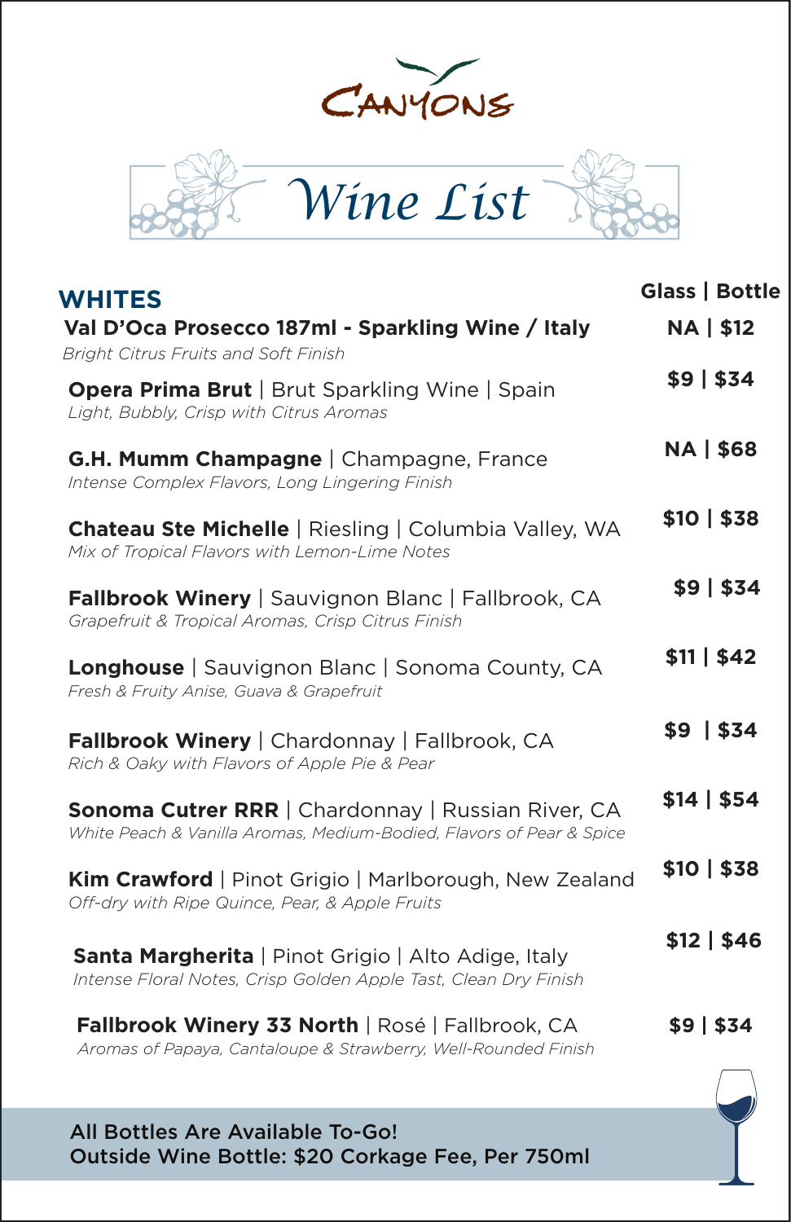# CANYONS

## Wine List

## WHITES

**Glass | Bottle**

**Val D'Oca Prosecco 187ml - Sparkling Wine / Italy** — **NA | $12**
*Bright Citrus Fruits and Soft Finish*

**Opera Prima Brut** | Brut Sparkling Wine | Spain — **$9 | $34**
*Light, Bubbly, Crisp with Citrus Aromas*

**G.H. Mumm Champagne** | Champagne, France — **NA | $68**
*Intense Complex Flavors, Long Lingering Finish*

**Chateau Ste Michelle** | Riesling | Columbia Valley, WA — **$10 | $38**
*Mix of Tropical Flavors with Lemon-Lime Notes*

**Fallbrook Winery** | Sauvignon Blanc | Fallbrook, CA — **$9 | $34**
*Grapefruit & Tropical Aromas, Crisp Citrus Finish*

**Longhouse** | Sauvignon Blanc | Sonoma County, CA — **$11 | $42**
*Fresh & Fruity Anise, Guava & Grapefruit*

**Fallbrook Winery** | Chardonnay | Fallbrook, CA — **$9 | $34**
*Rich & Oaky with Flavors of Apple Pie & Pear*

**Sonoma Cutrer RRR** | Chardonnay | Russian River, CA — **$14 | $54**
*White Peach & Vanilla Aromas, Medium-Bodied, Flavors of Pear & Spice*

**Kim Crawford** | Pinot Grigio | Marlborough, New Zealand — **$10 | $38**
*Off-dry with Ripe Quince, Pear, & Apple Fruits*

**Santa Margherita** | Pinot Grigio | Alto Adige, Italy — **$12 | $46**
*Intense Floral Notes, Crisp Golden Apple Tast, Clean Dry Finish*

**Fallbrook Winery 33 North** | Rosé | Fallbrook, CA — **$9 | $34**
*Aromas of Papaya, Cantaloupe & Strawberry, Well-Rounded Finish*

All Bottles Are Available To-Go!
Outside Wine Bottle: $20 Corkage Fee, Per 750ml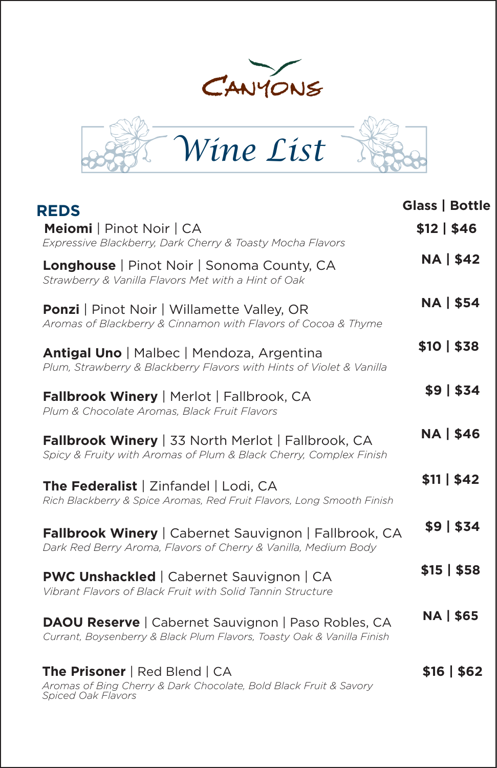# CANYONS

## Wine List

### REDS

**Glass | Bottle**

**Meiomi** | Pinot Noir | CA **$12 | $46**
*Expressive Blackberry, Dark Cherry & Toasty Mocha Flavors*

**Longhouse** | Pinot Noir | Sonoma County, CA **NA | $42**
*Strawberry & Vanilla Flavors Met with a Hint of Oak*

**Ponzi** | Pinot Noir | Willamette Valley, OR **NA | $54**
*Aromas of Blackberry & Cinnamon with Flavors of Cocoa & Thyme*

**Antigal Uno** | Malbec | Mendoza, Argentina **$10 | $38**
*Plum, Strawberry & Blackberry Flavors with Hints of Violet & Vanilla*

**Fallbrook Winery** | Merlot | Fallbrook, CA **$9 | $34**
*Plum & Chocolate Aromas, Black Fruit Flavors*

**Fallbrook Winery** | 33 North Merlot | Fallbrook, CA **NA | $46**
*Spicy & Fruity with Aromas of Plum & Black Cherry, Complex Finish*

**The Federalist** | Zinfandel | Lodi, CA **$11 | $42**
*Rich Blackberry & Spice Aromas, Red Fruit Flavors, Long Smooth Finish*

**Fallbrook Winery** | Cabernet Sauvignon | Fallbrook, CA **$9 | $34**
*Dark Red Berry Aroma, Flavors of Cherry & Vanilla, Medium Body*

**PWC Unshackled** | Cabernet Sauvignon | CA **$15 | $58**
*Vibrant Flavors of Black Fruit with Solid Tannin Structure*

**DAOU Reserve** | Cabernet Sauvignon | Paso Robles, CA **NA | $65**
*Currant, Boysenberry & Black Plum Flavors, Toasty Oak & Vanilla Finish*

**The Prisoner** | Red Blend | CA **$16 | $62**
*Aromas of Bing Cherry & Dark Chocolate, Bold Black Fruit & Savory Spiced Oak Flavors*